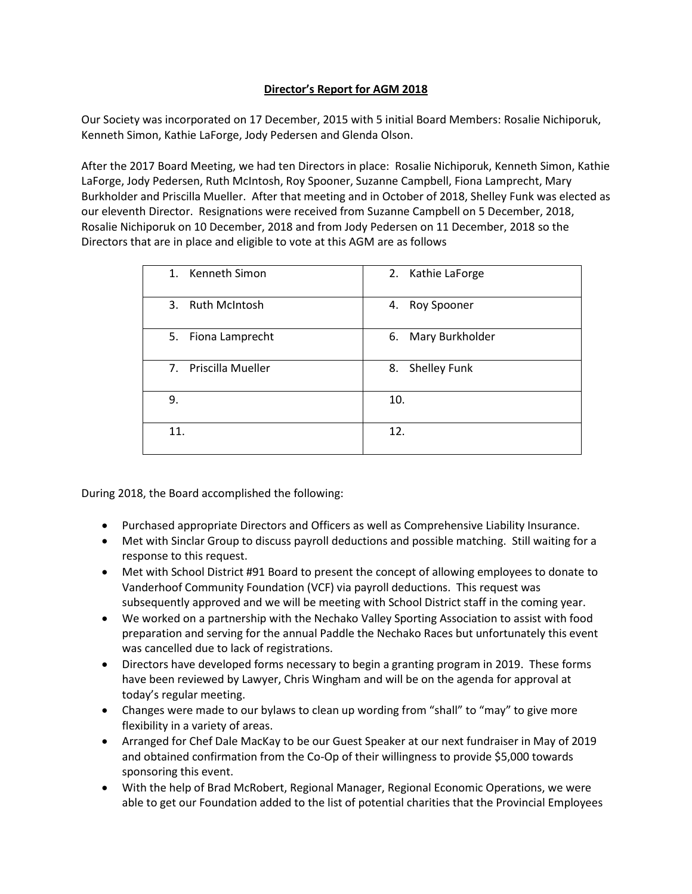# **Director's Report for AGM 2018**

Our Society was incorporated on 17 December, 2015 with 5 initial Board Members: Rosalie Nichiporuk, Kenneth Simon, Kathie LaForge, Jody Pedersen and Glenda Olson.

After the 2017 Board Meeting, we had ten Directors in place: Rosalie Nichiporuk, Kenneth Simon, Kathie LaForge, Jody Pedersen, Ruth McIntosh, Roy Spooner, Suzanne Campbell, Fiona Lamprecht, Mary Burkholder and Priscilla Mueller. After that meeting and in October of 2018, Shelley Funk was elected as our eleventh Director. Resignations were received from Suzanne Campbell on 5 December, 2018, Rosalie Nichiporuk on 10 December, 2018 and from Jody Pedersen on 11 December, 2018 so the Directors that are in place and eligible to vote at this AGM are as follows

| | |
|---|---|
| 1. Kenneth Simon | 2. Kathie LaForge |
| 3. Ruth McIntosh | 4. Roy Spooner |
| 5. Fiona Lamprecht | 6. Mary Burkholder |
| 7. Priscilla Mueller | 8. Shelley Funk |
| 9. | 10. |
| 11. | 12. |

During 2018, the Board accomplished the following:

- Purchased appropriate Directors and Officers as well as Comprehensive Liability Insurance.
- Met with Sinclar Group to discuss payroll deductions and possible matching. Still waiting for a response to this request.
- Met with School District #91 Board to present the concept of allowing employees to donate to Vanderhoof Community Foundation (VCF) via payroll deductions. This request was subsequently approved and we will be meeting with School District staff in the coming year.
- We worked on a partnership with the Nechako Valley Sporting Association to assist with food preparation and serving for the annual Paddle the Nechako Races but unfortunately this event was cancelled due to lack of registrations.
- Directors have developed forms necessary to begin a granting program in 2019. These forms have been reviewed by Lawyer, Chris Wingham and will be on the agenda for approval at today's regular meeting.
- Changes were made to our bylaws to clean up wording from "shall" to "may" to give more flexibility in a variety of areas.
- Arranged for Chef Dale MacKay to be our Guest Speaker at our next fundraiser in May of 2019 and obtained confirmation from the Co-Op of their willingness to provide $5,000 towards sponsoring this event.
- With the help of Brad McRobert, Regional Manager, Regional Economic Operations, we were able to get our Foundation added to the list of potential charities that the Provincial Employees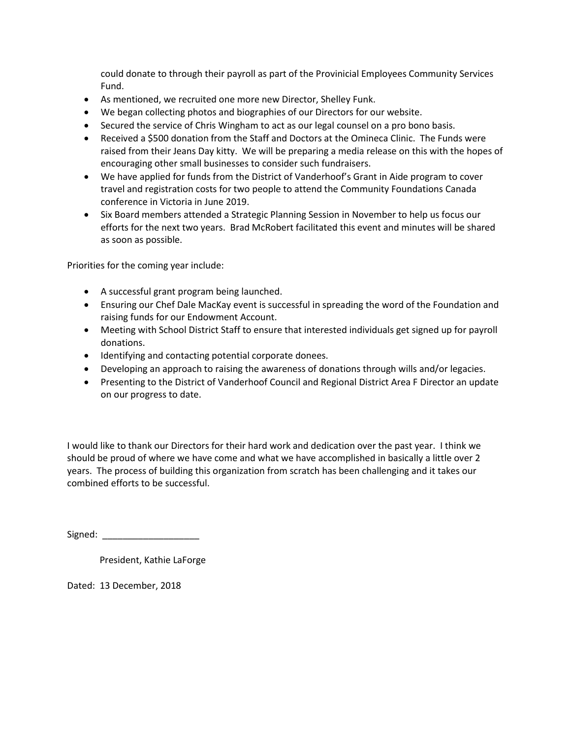could donate to through their payroll as part of the Provinicial Employees Community Services Fund.

- As mentioned, we recruited one more new Director, Shelley Funk.
- We began collecting photos and biographies of our Directors for our website.
- Secured the service of Chris Wingham to act as our legal counsel on a pro bono basis.
- Received a $500 donation from the Staff and Doctors at the Omineca Clinic. The Funds were raised from their Jeans Day kitty. We will be preparing a media release on this with the hopes of encouraging other small businesses to consider such fundraisers.
- We have applied for funds from the District of Vanderhoof's Grant in Aide program to cover travel and registration costs for two people to attend the Community Foundations Canada conference in Victoria in June 2019.
- Six Board members attended a Strategic Planning Session in November to help us focus our efforts for the next two years. Brad McRobert facilitated this event and minutes will be shared as soon as possible.

Priorities for the coming year include:

- A successful grant program being launched.
- Ensuring our Chef Dale MacKay event is successful in spreading the word of the Foundation and raising funds for our Endowment Account.
- Meeting with School District Staff to ensure that interested individuals get signed up for payroll donations.
- Identifying and contacting potential corporate donees.
- Developing an approach to raising the awareness of donations through wills and/or legacies.
- Presenting to the District of Vanderhoof Council and Regional District Area F Director an update on our progress to date.

I would like to thank our Directors for their hard work and dedication over the past year. I think we should be proud of where we have come and what we have accomplished in basically a little over 2 years. The process of building this organization from scratch has been challenging and it takes our combined efforts to be successful.

Signed: ___________________

President, Kathie LaForge

Dated: 13 December, 2018